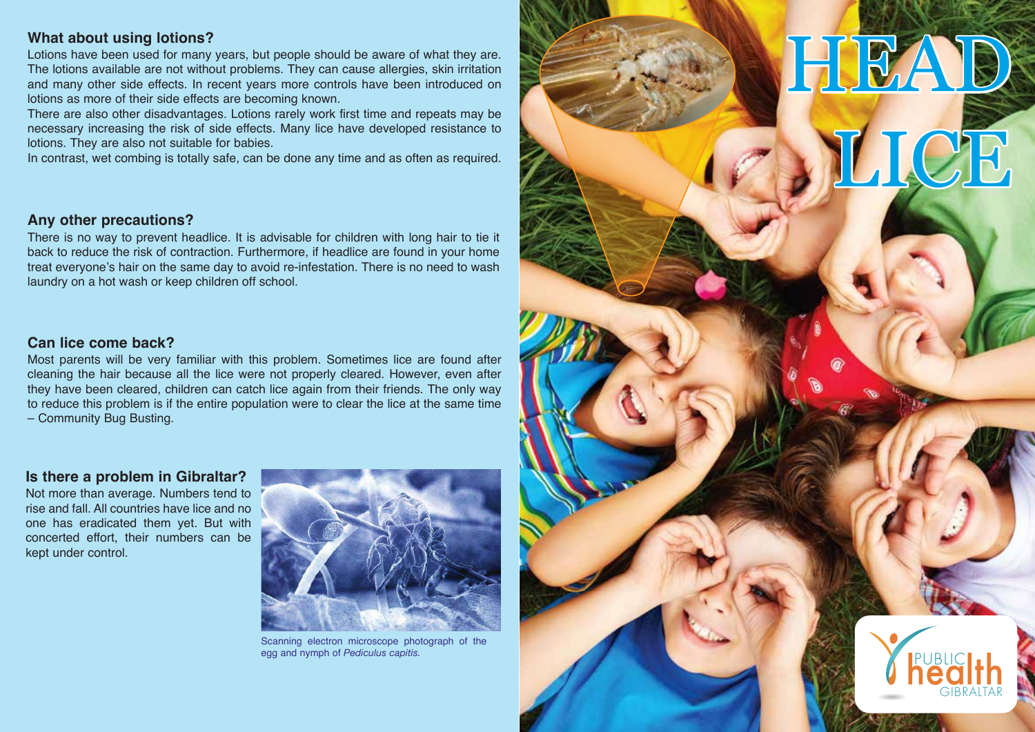### What about using lotions?

Lotions have been used for many years, but people should be aware of what they are. The lotions available are not without problems. They can cause allergies, skin irritation and many other side effects. In recent years more controls have been introduced on lotions as more of their side effects are becoming known.

There are also other disadvantages. Lotions rarely work first time and repeats may be necessary increasing the risk of side effects. Many lice have developed resistance to lotions. They are also not suitable for babies.

In contrast, wet combing is totally safe, can be done any time and as often as required.

### Any other precautions?

There is no way to prevent headlice. It is advisable for children with long hair to tie it back to reduce the risk of contraction. Furthermore, if headlice are found in your home treat everyone's hair on the same day to avoid re-infestation. There is no need to wash laundry on a hot wash or keep children off school.

### Can lice come back?

Most parents will be very familiar with this problem. Sometimes lice are found after cleaning the hair because all the lice were not properly cleared. However, even after they have been cleared, children can catch lice again from their friends. The only way to reduce this problem is if the entire population were to clear the lice at the same time – Community Bug Busting.

### Is there a problem in Gibraltar?

Not more than average. Numbers tend to rise and fall. All countries have lice and no one has eradicated them yet. But with concerted effort, their numbers can be kept under control.

Scanning electron microscope photograph of the egg and nymph of *Pediculus capitis.*

# HEAD LICE

PUBLIC health GIBRALTAR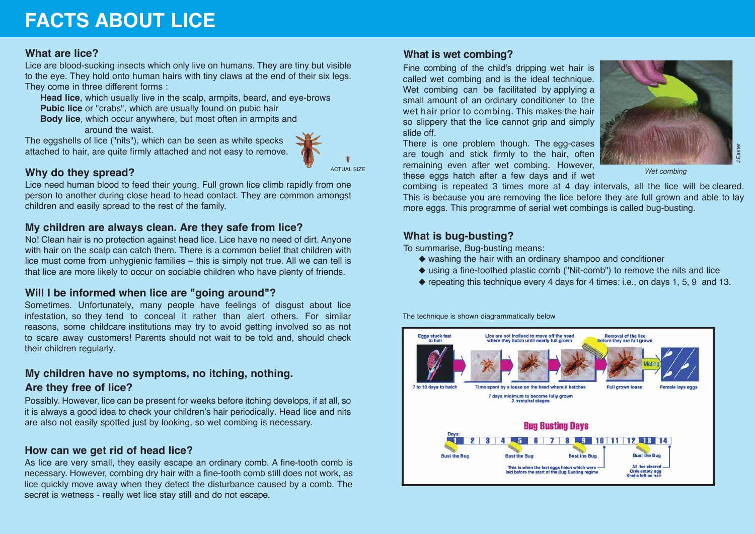# FACTS ABOUT LICE

## What are lice?

Lice are blood-sucking insects which only live on humans. They are tiny but visible to the eye. They hold onto human hairs with tiny claws at the end of their six legs. They come in three different forms :

- **Head lice**, which usually live in the scalp, armpits, beard, and eye-brows
- **Pubic lice** or "crabs", which are usually found on pubic hair
- **Body lice**, which occur anywhere, but most often in armpits and around the waist.

The eggshells of lice ("nits"), which can be seen as white specks attached to hair, are quite firmly attached and not easy to remove.

ACTUAL SIZE

## Why do they spread?

Lice need human blood to feed their young. Full grown lice climb rapidly from one person to another during close head to head contact. They are common amongst children and easily spread to the rest of the family.

## My children are always clean. Are they safe from lice?

No! Clean hair is no protection against head lice. Lice have no need of dirt. Anyone with hair on the scalp can catch them. There is a common belief that children with lice must come from unhygienic families – this is simply not true. All we can tell is that lice are more likely to occur on sociable children who have plenty of friends.

## Will I be informed when lice are "going around"?

Sometimes. Unfortunately, many people have feelings of disgust about lice infestation, so they tend to conceal it rather than alert others. For similar reasons, some childcare institutions may try to avoid getting involved so as not to scare away customers! Parents should not wait to be told and, should check their children regularly.

## My children have no symptoms, no itching, nothing. Are they free of lice?

Possibly. However, lice can be present for weeks before itching develops, if at all, so it is always a good idea to check your children's hair periodically. Head lice and nits are also not easily spotted just by looking, so wet combing is necessary.

## How can we get rid of head lice?

As lice are very small, they easily escape an ordinary comb. A fine-tooth comb is necessary. However, combing dry hair with a fine-tooth comb still does not work, as lice quickly move away when they detect the disturbance caused by a comb. The secret is wetness - really wet lice stay still and do not escape.

## What is wet combing?

Fine combing of the child's dripping wet hair is called wet combing and is the ideal technique. Wet combing can be facilitated by applying a small amount of an ordinary conditioner to the wet hair prior to combing. This makes the hair so slippery that the lice cannot grip and simply slide off.

There is one problem though. The egg-cases are tough and stick firmly to the hair, often remaining even after wet combing. However, these eggs hatch after a few days and if wet combing is repeated 3 times more at 4 day intervals, all the lice will be cleared. This is because you are removing the lice before they are full grown and able to lay more eggs. This programme of serial wet combings is called bug-busting.

*Wet combing*

J.Easter

## What is bug-busting?

To summarise, Bug-busting means:

- washing the hair with an ordinary shampoo and conditioner
- using a fine-toothed plastic comb ("Nit-comb") to remove the nits and lice
- repeating this technique every 4 days for 4 times: i.e., on days 1, 5, 9 and 13.

The technique is shown diagrammatically below

Eggs stuck fast to hair
7 to 10 days to hatch
Lice are not inclined to move off the head where they hatch until nearly full grown
Time spent by a louse on the head where it hatches
7 days minimum to become fully grown
3 nymphal stages
Removal of the lice before they are full grown
Full grown louse
Mating
Female lays eggs

Bug Busting Days

Days: 1 2 3 4 5 6 7 8 9 10 11 12 13 14

Bust the Bug (day 1)
Bust the Bug (day 5)
Bust the Bug (day 9)
Bust the Bug (day 13)

This is when the last eggs hatch which were laid before the start of the Bug Busting regime

All lice cleared
Only empty egg Shells left on hair